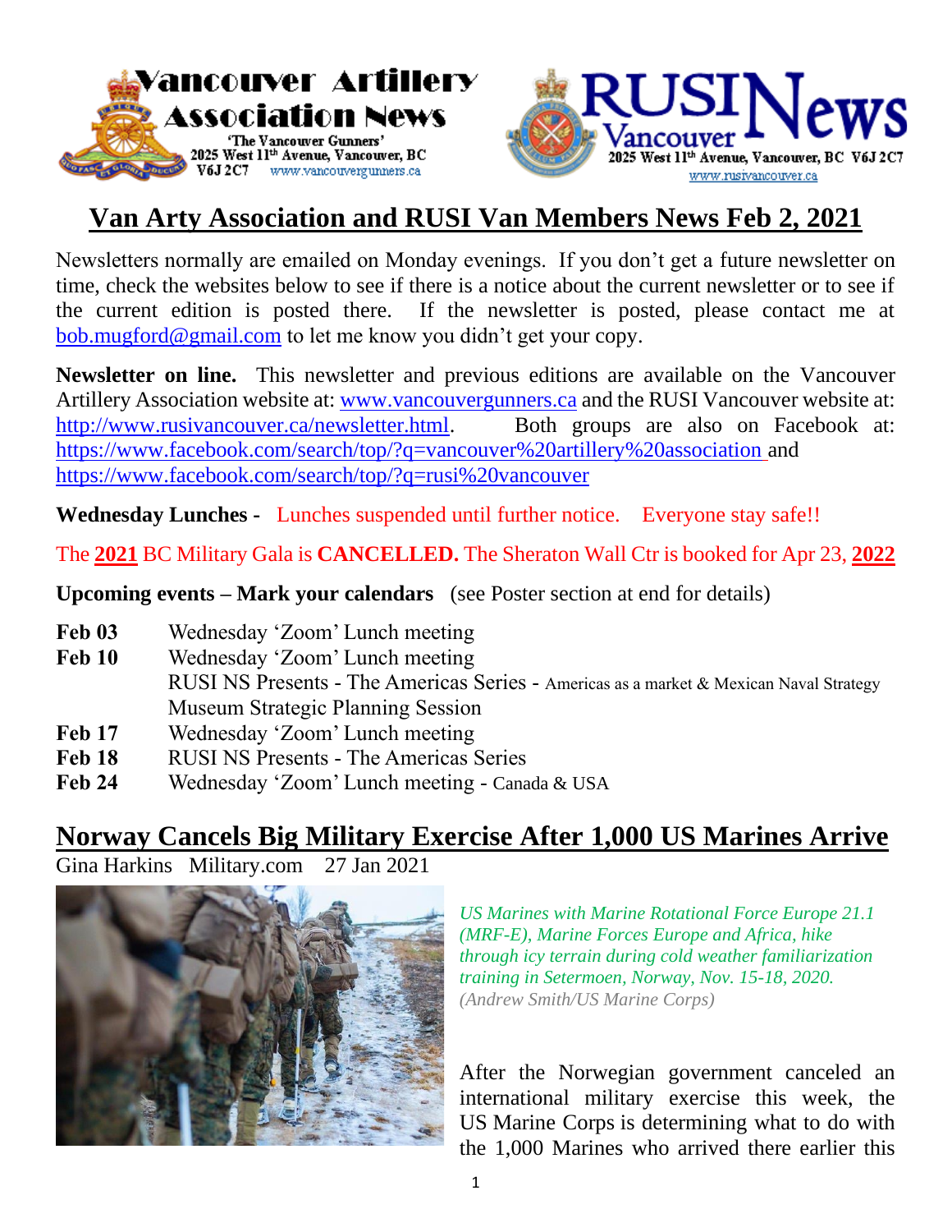# Van Arty Association and RUSI Van Members News Feb 2, 2021

Newsletters normally are emailed on Monday evenings. If you don't get a future newsletter on time, check the websites below to see if there is a notice about the current newsletter or to see if the current edition is posted there. If the newsletter is posted, please contact me at bob.mugford@gmail.com to let me know you didn't get your copy.

**Newsletter on line.** This newsletter and previous editions are available on the Vancouver Artillery Association website at: www.vancouvergunners.ca and the RUSI Vancouver website at: http://www.rusivancouver.ca/newsletter.html. Both groups are also on Facebook at: https://www.facebook.com/search/top/?q=vancouver%20artillery%20association and https://www.facebook.com/search/top/?q=rusi%20vancouver

**Wednesday Lunches -** Lunches suspended until further notice. Everyone stay safe!!

The **2021** BC Military Gala is **CANCELLED.** The Sheraton Wall Ctr is booked for Apr 23, **2022**

**Upcoming events – Mark your calendars** (see Poster section at end for details)

**Feb 03** Wednesday 'Zoom' Lunch meeting
**Feb 10** Wednesday 'Zoom' Lunch meeting
RUSI NS Presents - The Americas Series - Americas as a market & Mexican Naval Strategy
Museum Strategic Planning Session
**Feb 17** Wednesday 'Zoom' Lunch meeting
**Feb 18** RUSI NS Presents - The Americas Series
**Feb 24** Wednesday 'Zoom' Lunch meeting - Canada & USA

## Norway Cancels Big Military Exercise After 1,000 US Marines Arrive

Gina Harkins Military.com 27 Jan 2021

*US Marines with Marine Rotational Force Europe 21.1 (MRF-E), Marine Forces Europe and Africa, hike through icy terrain during cold weather familiarization training in Setermoen, Norway, Nov. 15-18, 2020. (Andrew Smith/US Marine Corps)*

After the Norwegian government canceled an international military exercise this week, the US Marine Corps is determining what to do with the 1,000 Marines who arrived there earlier this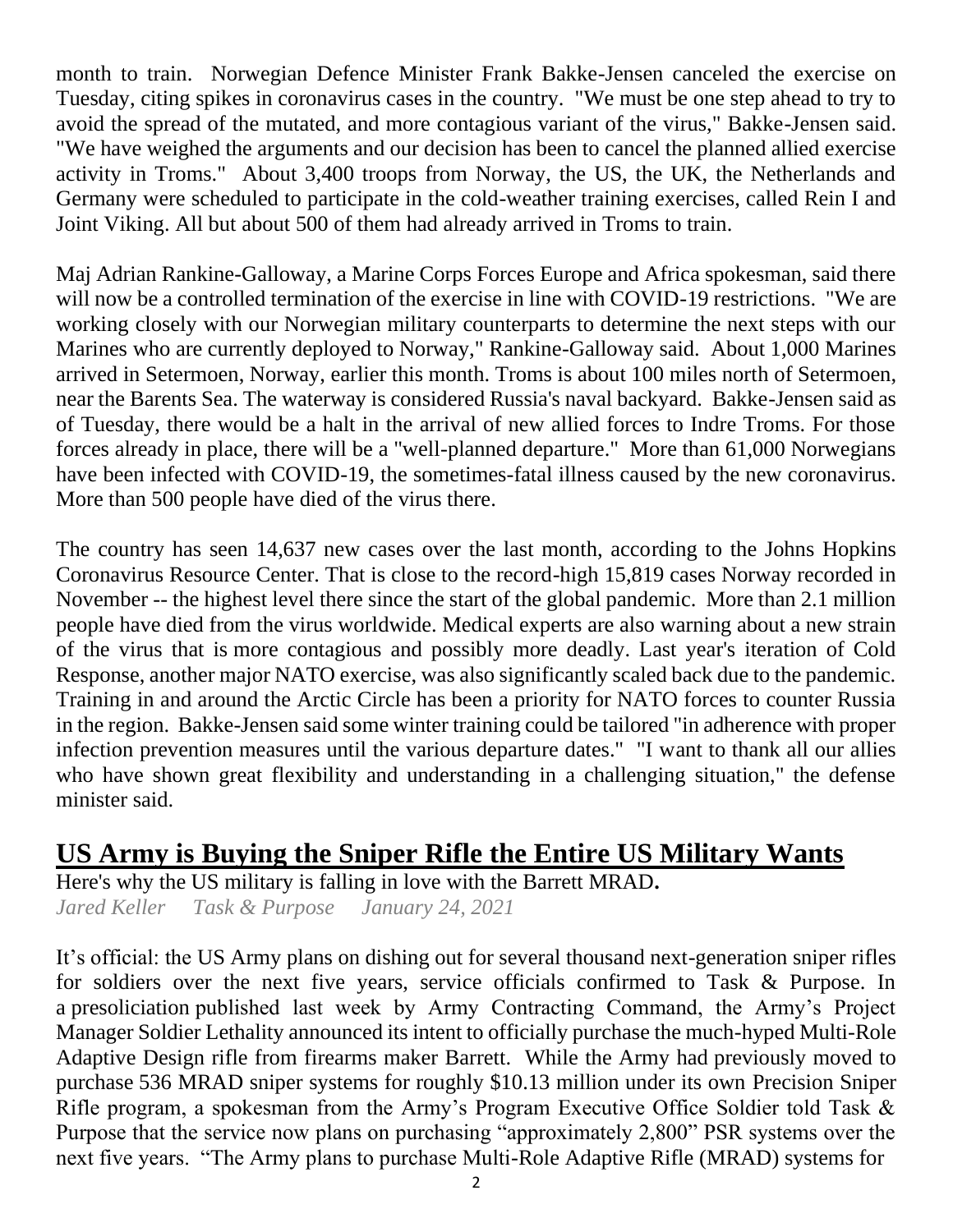month to train. Norwegian Defence Minister Frank Bakke-Jensen canceled the exercise on Tuesday, citing spikes in coronavirus cases in the country. "We must be one step ahead to try to avoid the spread of the mutated, and more contagious variant of the virus," Bakke-Jensen said. "We have weighed the arguments and our decision has been to cancel the planned allied exercise activity in Troms." About 3,400 troops from Norway, the US, the UK, the Netherlands and Germany were scheduled to participate in the cold-weather training exercises, called Rein I and Joint Viking. All but about 500 of them had already arrived in Troms to train.

Maj Adrian Rankine-Galloway, a Marine Corps Forces Europe and Africa spokesman, said there will now be a controlled termination of the exercise in line with COVID-19 restrictions. "We are working closely with our Norwegian military counterparts to determine the next steps with our Marines who are currently deployed to Norway," Rankine-Galloway said. About 1,000 Marines arrived in Setermoen, Norway, earlier this month. Troms is about 100 miles north of Setermoen, near the Barents Sea. The waterway is considered Russia's naval backyard. Bakke-Jensen said as of Tuesday, there would be a halt in the arrival of new allied forces to Indre Troms. For those forces already in place, there will be a "well-planned departure." More than 61,000 Norwegians have been infected with COVID-19, the sometimes-fatal illness caused by the new coronavirus. More than 500 people have died of the virus there.

The country has seen 14,637 new cases over the last month, according to the Johns Hopkins Coronavirus Resource Center. That is close to the record-high 15,819 cases Norway recorded in November -- the highest level there since the start of the global pandemic. More than 2.1 million people have died from the virus worldwide. Medical experts are also warning about a new strain of the virus that is more contagious and possibly more deadly. Last year's iteration of Cold Response, another major NATO exercise, was also significantly scaled back due to the pandemic. Training in and around the Arctic Circle has been a priority for NATO forces to counter Russia in the region. Bakke-Jensen said some winter training could be tailored "in adherence with proper infection prevention measures until the various departure dates." "I want to thank all our allies who have shown great flexibility and understanding in a challenging situation," the defense minister said.

## US Army is Buying the Sniper Rifle the Entire US Military Wants

Here's why the US military is falling in love with the Barrett MRAD**.**

*Jared Keller Task & Purpose January 24, 2021*

It's official: the US Army plans on dishing out for several thousand next-generation sniper rifles for soldiers over the next five years, service officials confirmed to Task & Purpose. In a presoliciation published last week by Army Contracting Command, the Army's Project Manager Soldier Lethality announced its intent to officially purchase the much-hyped Multi-Role Adaptive Design rifle from firearms maker Barrett. While the Army had previously moved to purchase 536 MRAD sniper systems for roughly $10.13 million under its own Precision Sniper Rifle program, a spokesman from the Army's Program Executive Office Soldier told Task & Purpose that the service now plans on purchasing "approximately 2,800" PSR systems over the next five years. "The Army plans to purchase Multi-Role Adaptive Rifle (MRAD) systems for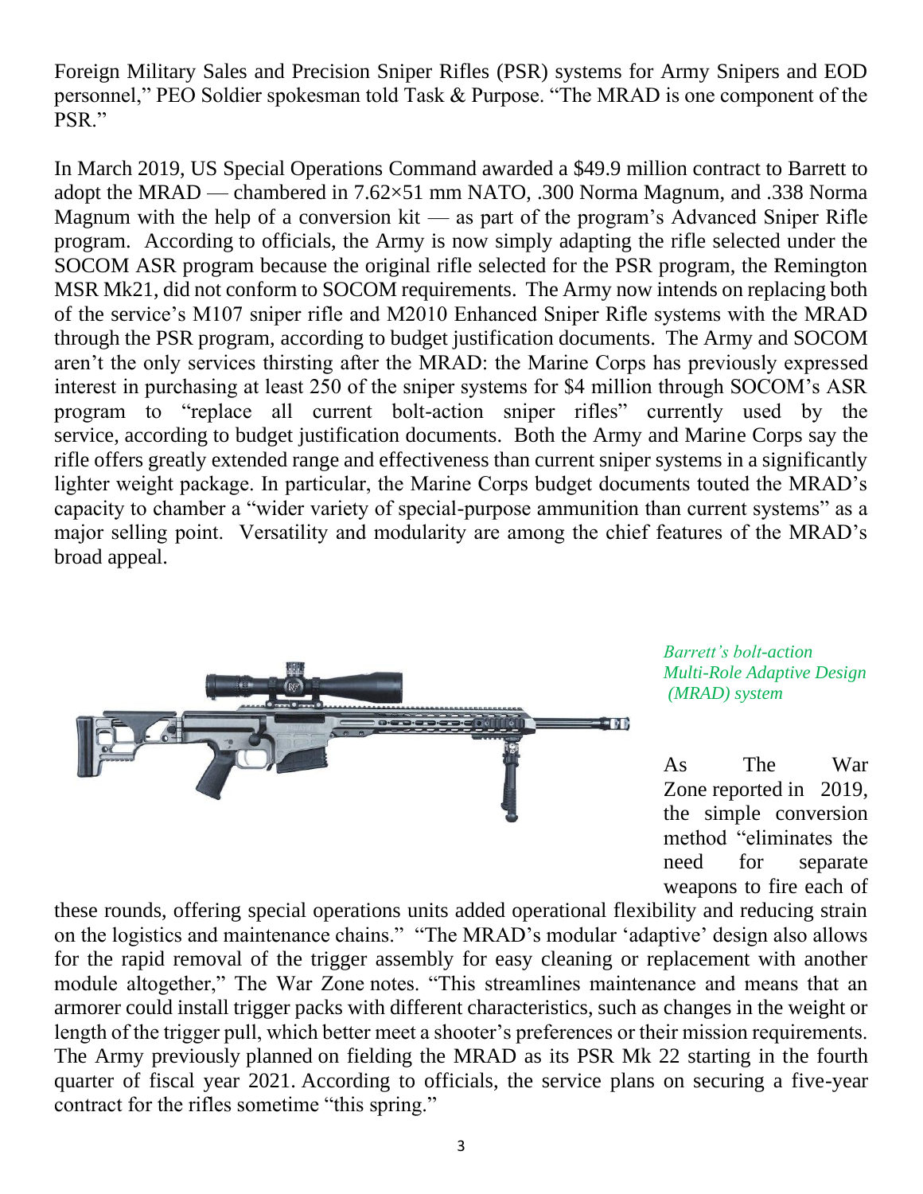Foreign Military Sales and Precision Sniper Rifles (PSR) systems for Army Snipers and EOD personnel," PEO Soldier spokesman told Task & Purpose. "The MRAD is one component of the PSR."

In March 2019, US Special Operations Command awarded a $49.9 million contract to Barrett to adopt the MRAD — chambered in 7.62×51 mm NATO, .300 Norma Magnum, and .338 Norma Magnum with the help of a conversion kit — as part of the program's Advanced Sniper Rifle program. According to officials, the Army is now simply adapting the rifle selected under the SOCOM ASR program because the original rifle selected for the PSR program, the Remington MSR Mk21, did not conform to SOCOM requirements. The Army now intends on replacing both of the service's M107 sniper rifle and M2010 Enhanced Sniper Rifle systems with the MRAD through the PSR program, according to budget justification documents. The Army and SOCOM aren't the only services thirsting after the MRAD: the Marine Corps has previously expressed interest in purchasing at least 250 of the sniper systems for $4 million through SOCOM's ASR program to "replace all current bolt-action sniper rifles" currently used by the service, according to budget justification documents. Both the Army and Marine Corps say the rifle offers greatly extended range and effectiveness than current sniper systems in a significantly lighter weight package. In particular, the Marine Corps budget documents touted the MRAD's capacity to chamber a "wider variety of special-purpose ammunition than current systems" as a major selling point. Versatility and modularity are among the chief features of the MRAD's broad appeal.

*Barrett's bolt-action Multi-Role Adaptive Design (MRAD) system*

As The War Zone reported in 2019, the simple conversion method "eliminates the need for separate weapons to fire each of these rounds, offering special operations units added operational flexibility and reducing strain on the logistics and maintenance chains." "The MRAD's modular 'adaptive' design also allows for the rapid removal of the trigger assembly for easy cleaning or replacement with another module altogether," The War Zone notes. "This streamlines maintenance and means that an armorer could install trigger packs with different characteristics, such as changes in the weight or length of the trigger pull, which better meet a shooter's preferences or their mission requirements. The Army previously planned on fielding the MRAD as its PSR Mk 22 starting in the fourth quarter of fiscal year 2021. According to officials, the service plans on securing a five-year contract for the rifles sometime "this spring."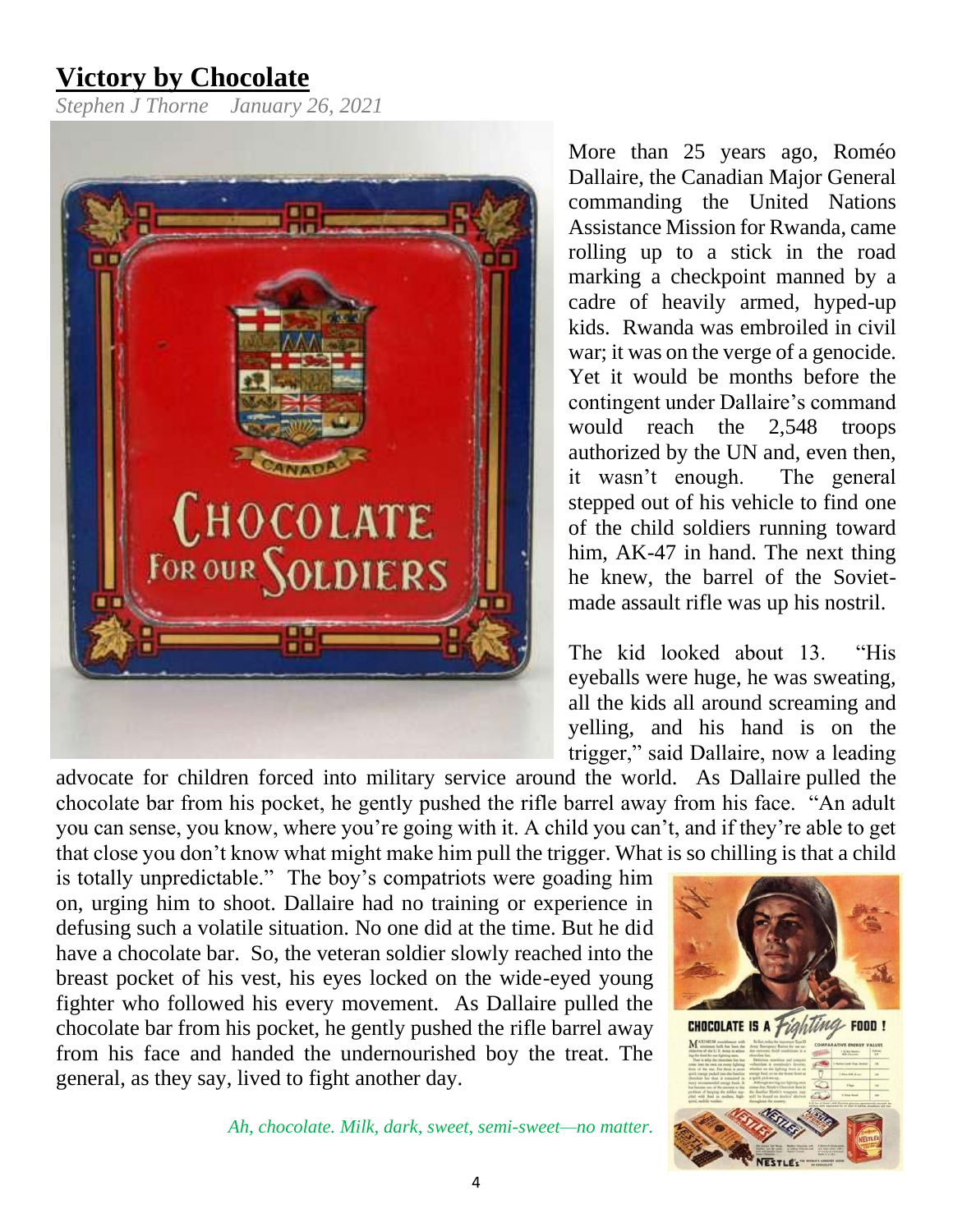# Victory by Chocolate

*Stephen J Thorne    January 26, 2021*

More than 25 years ago, Roméo Dallaire, the Canadian Major General commanding the United Nations Assistance Mission for Rwanda, came rolling up to a stick in the road marking a checkpoint manned by a cadre of heavily armed, hyped-up kids. Rwanda was embroiled in civil war; it was on the verge of a genocide. Yet it would be months before the contingent under Dallaire's command would reach the 2,548 troops authorized by the UN and, even then, it wasn't enough. The general stepped out of his vehicle to find one of the child soldiers running toward him, AK-47 in hand. The next thing he knew, the barrel of the Soviet-made assault rifle was up his nostril.

The kid looked about 13. "His eyeballs were huge, he was sweating, all the kids all around screaming and yelling, and his hand is on the trigger," said Dallaire, now a leading advocate for children forced into military service around the world. As Dallaire pulled the chocolate bar from his pocket, he gently pushed the rifle barrel away from his face. "An adult you can sense, you know, where you're going with it. A child you can't, and if they're able to get that close you don't know what might make him pull the trigger. What is so chilling is that a child is totally unpredictable." The boy's compatriots were goading him on, urging him to shoot. Dallaire had no training or experience in defusing such a volatile situation. No one did at the time. But he did have a chocolate bar. So, the veteran soldier slowly reached into the breast pocket of his vest, his eyes locked on the wide-eyed young fighter who followed his every movement. As Dallaire pulled the chocolate bar from his pocket, he gently pushed the rifle barrel away from his face and handed the undernourished boy the treat. The general, as they say, lived to fight another day.

*Ah, chocolate. Milk, dark, sweet, semi-sweet—no matter.*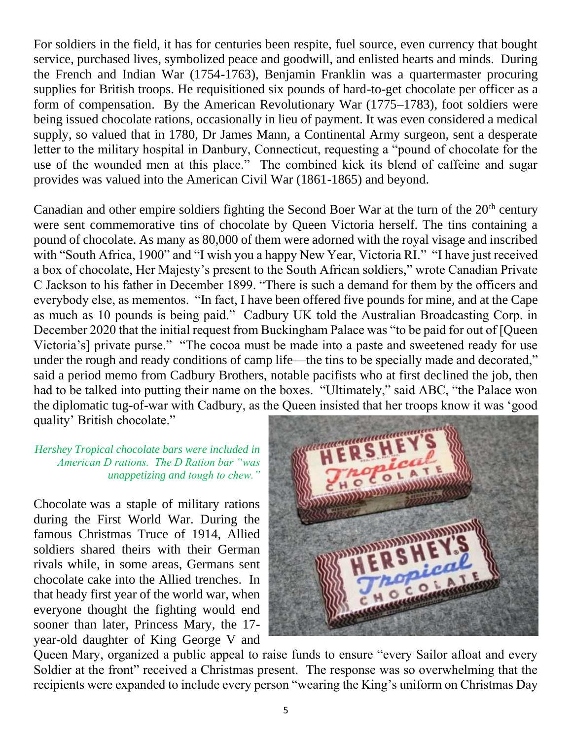For soldiers in the field, it has for centuries been respite, fuel source, even currency that bought service, purchased lives, symbolized peace and goodwill, and enlisted hearts and minds. During the French and Indian War (1754-1763), Benjamin Franklin was a quartermaster procuring supplies for British troops. He requisitioned six pounds of hard-to-get chocolate per officer as a form of compensation. By the American Revolutionary War (1775–1783), foot soldiers were being issued chocolate rations, occasionally in lieu of payment. It was even considered a medical supply, so valued that in 1780, Dr James Mann, a Continental Army surgeon, sent a desperate letter to the military hospital in Danbury, Connecticut, requesting a "pound of chocolate for the use of the wounded men at this place." The combined kick its blend of caffeine and sugar provides was valued into the American Civil War (1861-1865) and beyond.

Canadian and other empire soldiers fighting the Second Boer War at the turn of the 20th century were sent commemorative tins of chocolate by Queen Victoria herself. The tins containing a pound of chocolate. As many as 80,000 of them were adorned with the royal visage and inscribed with "South Africa, 1900" and "I wish you a happy New Year, Victoria RI." "I have just received a box of chocolate, Her Majesty's present to the South African soldiers," wrote Canadian Private C Jackson to his father in December 1899. "There is such a demand for them by the officers and everybody else, as mementos. "In fact, I have been offered five pounds for mine, and at the Cape as much as 10 pounds is being paid." Cadbury UK told the Australian Broadcasting Corp. in December 2020 that the initial request from Buckingham Palace was "to be paid for out of [Queen Victoria's] private purse." "The cocoa must be made into a paste and sweetened ready for use under the rough and ready conditions of camp life—the tins to be specially made and decorated," said a period memo from Cadbury Brothers, notable pacifists who at first declined the job, then had to be talked into putting their name on the boxes. "Ultimately," said ABC, "the Palace won the diplomatic tug-of-war with Cadbury, as the Queen insisted that her troops know it was 'good quality' British chocolate."

*Hershey Tropical chocolate bars were included in American D rations. The D Ration bar "was unappetizing and tough to chew."*

Chocolate was a staple of military rations during the First World War. During the famous Christmas Truce of 1914, Allied soldiers shared theirs with their German rivals while, in some areas, Germans sent chocolate cake into the Allied trenches. In that heady first year of the world war, when everyone thought the fighting would end sooner than later, Princess Mary, the 17-year-old daughter of King George V and Queen Mary, organized a public appeal to raise funds to ensure "every Sailor afloat and every Soldier at the front" received a Christmas present. The response was so overwhelming that the recipients were expanded to include every person "wearing the King's uniform on Christmas Day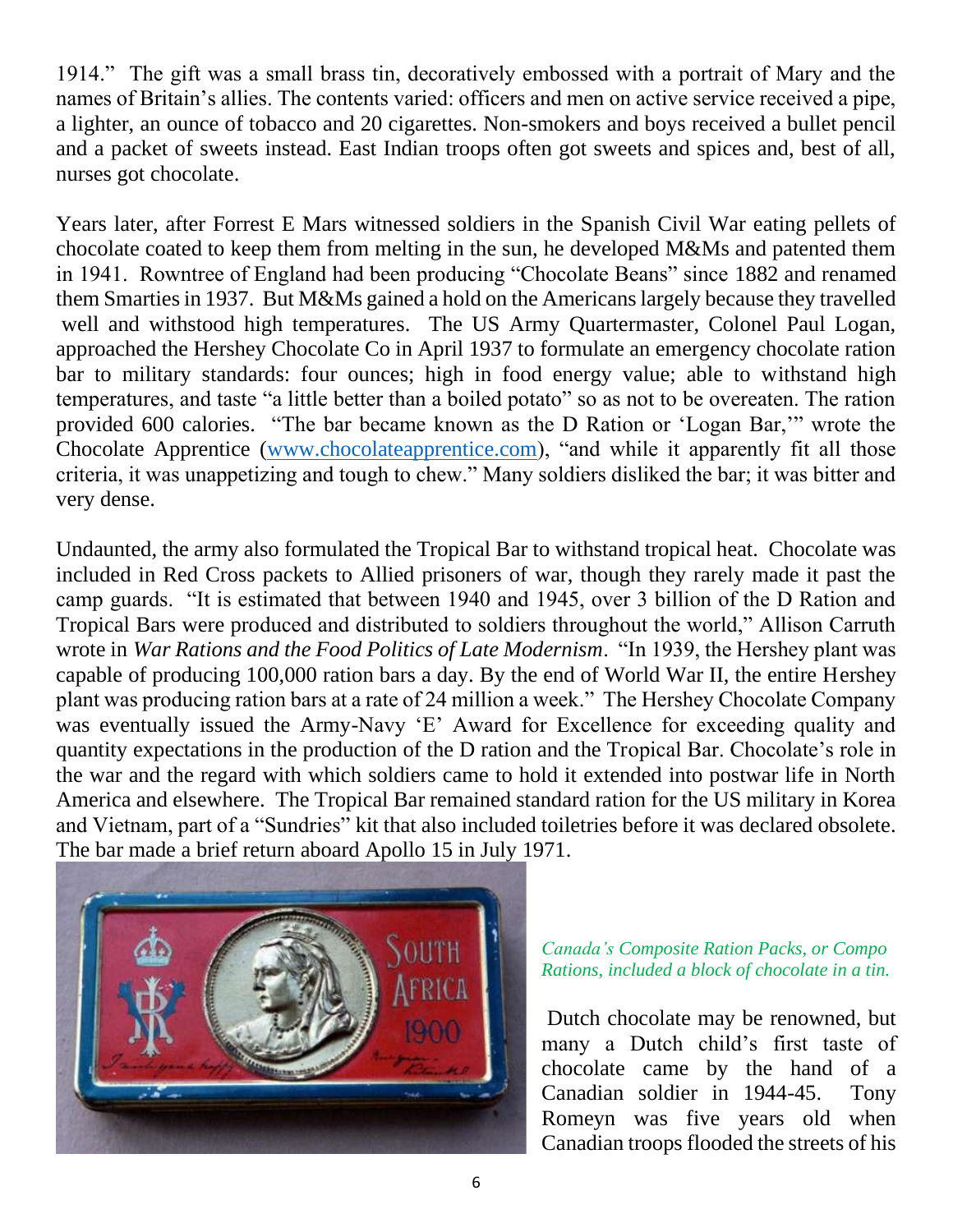1914." The gift was a small brass tin, decoratively embossed with a portrait of Mary and the names of Britain's allies. The contents varied: officers and men on active service received a pipe, a lighter, an ounce of tobacco and 20 cigarettes. Non-smokers and boys received a bullet pencil and a packet of sweets instead. East Indian troops often got sweets and spices and, best of all, nurses got chocolate.

Years later, after Forrest E Mars witnessed soldiers in the Spanish Civil War eating pellets of chocolate coated to keep them from melting in the sun, he developed M&Ms and patented them in 1941. Rowntree of England had been producing "Chocolate Beans" since 1882 and renamed them Smarties in 1937. But M&Ms gained a hold on the Americans largely because they travelled well and withstood high temperatures. The US Army Quartermaster, Colonel Paul Logan, approached the Hershey Chocolate Co in April 1937 to formulate an emergency chocolate ration bar to military standards: four ounces; high in food energy value; able to withstand high temperatures, and taste "a little better than a boiled potato" so as not to be overeaten. The ration provided 600 calories. "The bar became known as the D Ration or 'Logan Bar,'" wrote the Chocolate Apprentice (www.chocolateapprentice.com), "and while it apparently fit all those criteria, it was unappetizing and tough to chew." Many soldiers disliked the bar; it was bitter and very dense.

Undaunted, the army also formulated the Tropical Bar to withstand tropical heat. Chocolate was included in Red Cross packets to Allied prisoners of war, though they rarely made it past the camp guards. "It is estimated that between 1940 and 1945, over 3 billion of the D Ration and Tropical Bars were produced and distributed to soldiers throughout the world," Allison Carruth wrote in *War Rations and the Food Politics of Late Modernism*. "In 1939, the Hershey plant was capable of producing 100,000 ration bars a day. By the end of World War II, the entire Hershey plant was producing ration bars at a rate of 24 million a week." The Hershey Chocolate Company was eventually issued the Army-Navy 'E' Award for Excellence for exceeding quality and quantity expectations in the production of the D ration and the Tropical Bar. Chocolate's role in the war and the regard with which soldiers came to hold it extended into postwar life in North America and elsewhere. The Tropical Bar remained standard ration for the US military in Korea and Vietnam, part of a "Sundries" kit that also included toiletries before it was declared obsolete. The bar made a brief return aboard Apollo 15 in July 1971.

*Canada's Composite Ration Packs, or Compo Rations, included a block of chocolate in a tin.*

Dutch chocolate may be renowned, but many a Dutch child's first taste of chocolate came by the hand of a Canadian soldier in 1944-45. Tony Romeyn was five years old when Canadian troops flooded the streets of his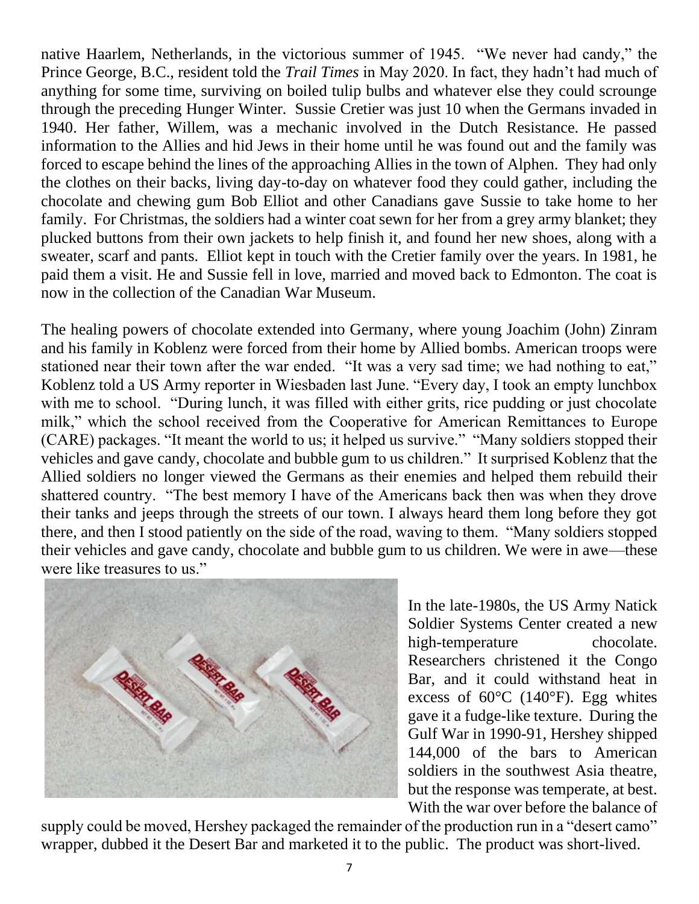native Haarlem, Netherlands, in the victorious summer of 1945. "We never had candy," the Prince George, B.C., resident told the *Trail Times* in May 2020. In fact, they hadn't had much of anything for some time, surviving on boiled tulip bulbs and whatever else they could scrounge through the preceding Hunger Winter. Sussie Cretier was just 10 when the Germans invaded in 1940. Her father, Willem, was a mechanic involved in the Dutch Resistance. He passed information to the Allies and hid Jews in their home until he was found out and the family was forced to escape behind the lines of the approaching Allies in the town of Alphen. They had only the clothes on their backs, living day-to-day on whatever food they could gather, including the chocolate and chewing gum Bob Elliot and other Canadians gave Sussie to take home to her family. For Christmas, the soldiers had a winter coat sewn for her from a grey army blanket; they plucked buttons from their own jackets to help finish it, and found her new shoes, along with a sweater, scarf and pants. Elliot kept in touch with the Cretier family over the years. In 1981, he paid them a visit. He and Sussie fell in love, married and moved back to Edmonton. The coat is now in the collection of the Canadian War Museum.

The healing powers of chocolate extended into Germany, where young Joachim (John) Zinram and his family in Koblenz were forced from their home by Allied bombs. American troops were stationed near their town after the war ended. "It was a very sad time; we had nothing to eat," Koblenz told a US Army reporter in Wiesbaden last June. "Every day, I took an empty lunchbox with me to school. "During lunch, it was filled with either grits, rice pudding or just chocolate milk," which the school received from the Cooperative for American Remittances to Europe (CARE) packages. "It meant the world to us; it helped us survive." "Many soldiers stopped their vehicles and gave candy, chocolate and bubble gum to us children." It surprised Koblenz that the Allied soldiers no longer viewed the Germans as their enemies and helped them rebuild their shattered country. "The best memory I have of the Americans back then was when they drove their tanks and jeeps through the streets of our town. I always heard them long before they got there, and then I stood patiently on the side of the road, waving to them. "Many soldiers stopped their vehicles and gave candy, chocolate and bubble gum to us children. We were in awe—these were like treasures to us."

In the late-1980s, the US Army Natick Soldier Systems Center created a new high-temperature chocolate. Researchers christened it the Congo Bar, and it could withstand heat in excess of 60°C (140°F). Egg whites gave it a fudge-like texture. During the Gulf War in 1990-91, Hershey shipped 144,000 of the bars to American soldiers in the southwest Asia theatre, but the response was temperate, at best. With the war over before the balance of supply could be moved, Hershey packaged the remainder of the production run in a "desert camo" wrapper, dubbed it the Desert Bar and marketed it to the public. The product was short-lived.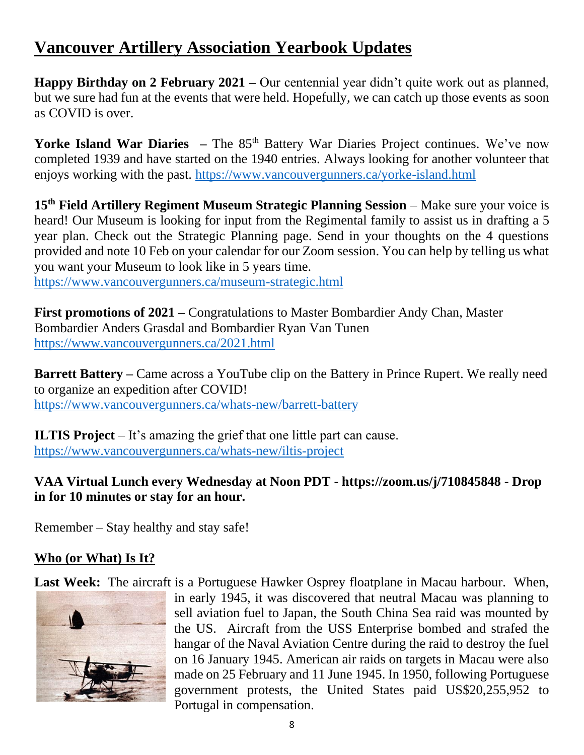# Vancouver Artillery Association Yearbook Updates

**Happy Birthday on 2 February 2021 –** Our centennial year didn't quite work out as planned, but we sure had fun at the events that were held. Hopefully, we can catch up those events as soon as COVID is over.

**Yorke Island War Diaries –** The 85th Battery War Diaries Project continues. We've now completed 1939 and have started on the 1940 entries. Always looking for another volunteer that enjoys working with the past. https://www.vancouvergunners.ca/yorke-island.html

**15th Field Artillery Regiment Museum Strategic Planning Session** – Make sure your voice is heard! Our Museum is looking for input from the Regimental family to assist us in drafting a 5 year plan. Check out the Strategic Planning page. Send in your thoughts on the 4 questions provided and note 10 Feb on your calendar for our Zoom session. You can help by telling us what you want your Museum to look like in 5 years time.
https://www.vancouvergunners.ca/museum-strategic.html

**First promotions of 2021 –** Congratulations to Master Bombardier Andy Chan, Master Bombardier Anders Grasdal and Bombardier Ryan Van Tunen
https://www.vancouvergunners.ca/2021.html

**Barrett Battery –** Came across a YouTube clip on the Battery in Prince Rupert. We really need to organize an expedition after COVID!
https://www.vancouvergunners.ca/whats-new/barrett-battery

**ILTIS Project** – It's amazing the grief that one little part can cause.
https://www.vancouvergunners.ca/whats-new/iltis-project

**VAA Virtual Lunch every Wednesday at Noon PDT - https://zoom.us/j/710845848 - Drop in for 10 minutes or stay for an hour.**

Remember – Stay healthy and stay safe!

## Who (or What) Is It?

**Last Week:** The aircraft is a Portuguese Hawker Osprey floatplane in Macau harbour. When, in early 1945, it was discovered that neutral Macau was planning to sell aviation fuel to Japan, the South China Sea raid was mounted by the US. Aircraft from the USS Enterprise bombed and strafed the hangar of the Naval Aviation Centre during the raid to destroy the fuel on 16 January 1945. American air raids on targets in Macau were also made on 25 February and 11 June 1945. In 1950, following Portuguese government protests, the United States paid US$20,255,952 to Portugal in compensation.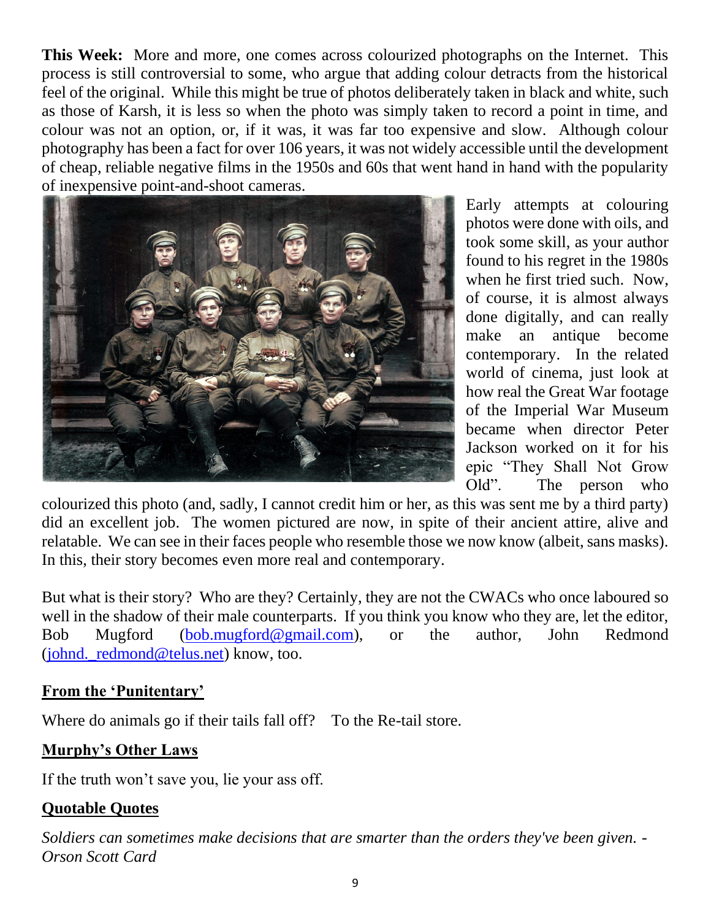**This Week:** More and more, one comes across colourized photographs on the Internet. This process is still controversial to some, who argue that adding colour detracts from the historical feel of the original. While this might be true of photos deliberately taken in black and white, such as those of Karsh, it is less so when the photo was simply taken to record a point in time, and colour was not an option, or, if it was, it was far too expensive and slow. Although colour photography has been a fact for over 106 years, it was not widely accessible until the development of cheap, reliable negative films in the 1950s and 60s that went hand in hand with the popularity of inexpensive point-and-shoot cameras.

Early attempts at colouring photos were done with oils, and took some skill, as your author found to his regret in the 1980s when he first tried such. Now, of course, it is almost always done digitally, and can really make an antique become contemporary. In the related world of cinema, just look at how real the Great War footage of the Imperial War Museum became when director Peter Jackson worked on it for his epic "They Shall Not Grow Old". The person who colourized this photo (and, sadly, I cannot credit him or her, as this was sent me by a third party) did an excellent job. The women pictured are now, in spite of their ancient attire, alive and relatable. We can see in their faces people who resemble those we now know (albeit, sans masks). In this, their story becomes even more real and contemporary.

But what is their story? Who are they? Certainly, they are not the CWACs who once laboured so well in the shadow of their male counterparts. If you think you know who they are, let the editor, Bob Mugford (bob.mugford@gmail.com), or the author, John Redmond (johnd._redmond@telus.net) know, too.

## From the 'Punitentary'

Where do animals go if their tails fall off? To the Re-tail store.

## Murphy's Other Laws

If the truth won't save you, lie your ass off.

## Quotable Quotes

*Soldiers can sometimes make decisions that are smarter than the orders they've been given. - Orson Scott Card*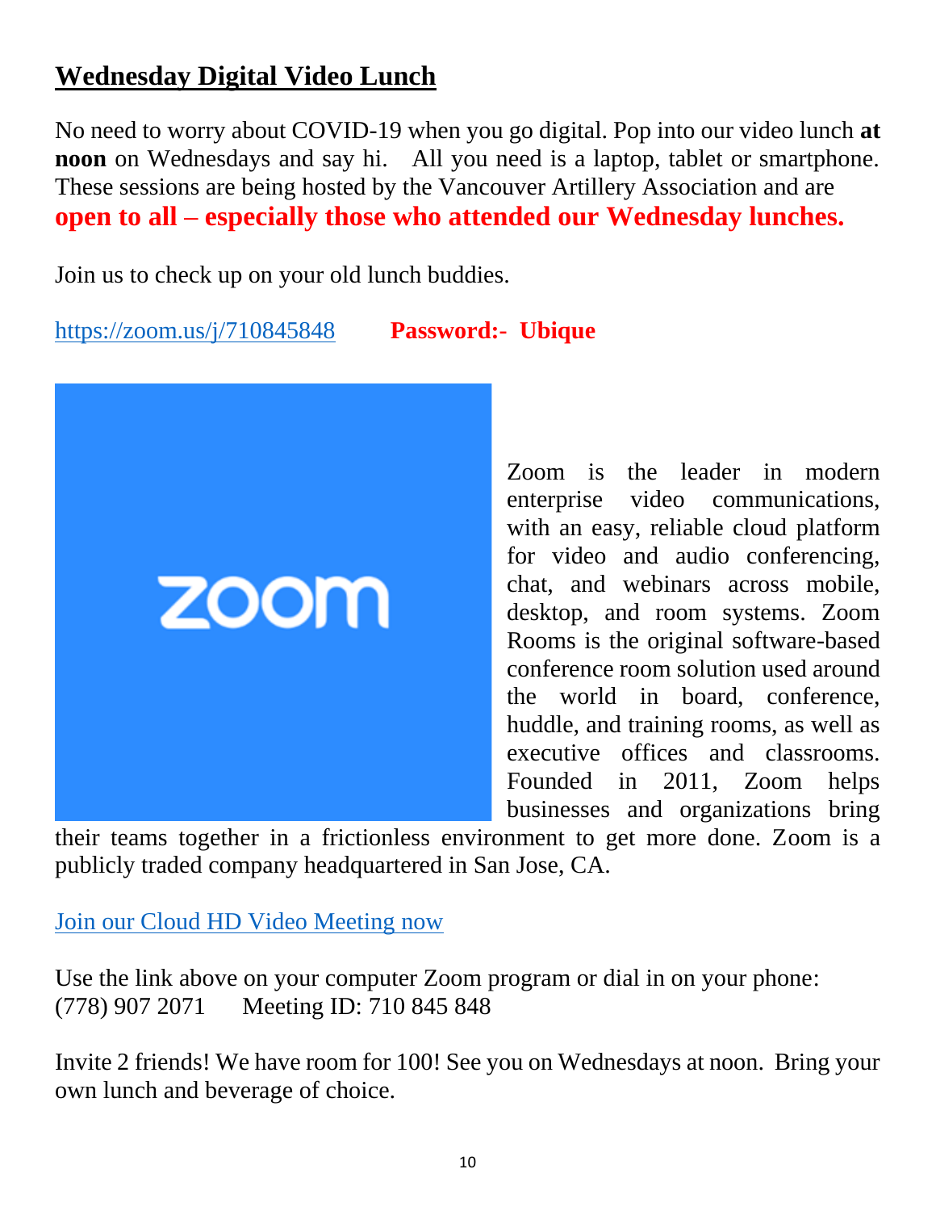## Wednesday Digital Video Lunch

No need to worry about COVID-19 when you go digital. Pop into our video lunch **at noon** on Wednesdays and say hi. All you need is a laptop, tablet or smartphone. These sessions are being hosted by the Vancouver Artillery Association and are **open to all – especially those who attended our Wednesday lunches.**

Join us to check up on your old lunch buddies.

https://zoom.us/j/710845848 **Password:- Ubique**

Zoom is the leader in modern enterprise video communications, with an easy, reliable cloud platform for video and audio conferencing, chat, and webinars across mobile, desktop, and room systems. Zoom Rooms is the original software-based conference room solution used around the world in board, conference, huddle, and training rooms, as well as executive offices and classrooms. Founded in 2011, Zoom helps businesses and organizations bring their teams together in a frictionless environment to get more done. Zoom is a publicly traded company headquartered in San Jose, CA.

Join our Cloud HD Video Meeting now

Use the link above on your computer Zoom program or dial in on your phone:
(778) 907 2071 Meeting ID: 710 845 848

Invite 2 friends! We have room for 100! See you on Wednesdays at noon. Bring your own lunch and beverage of choice.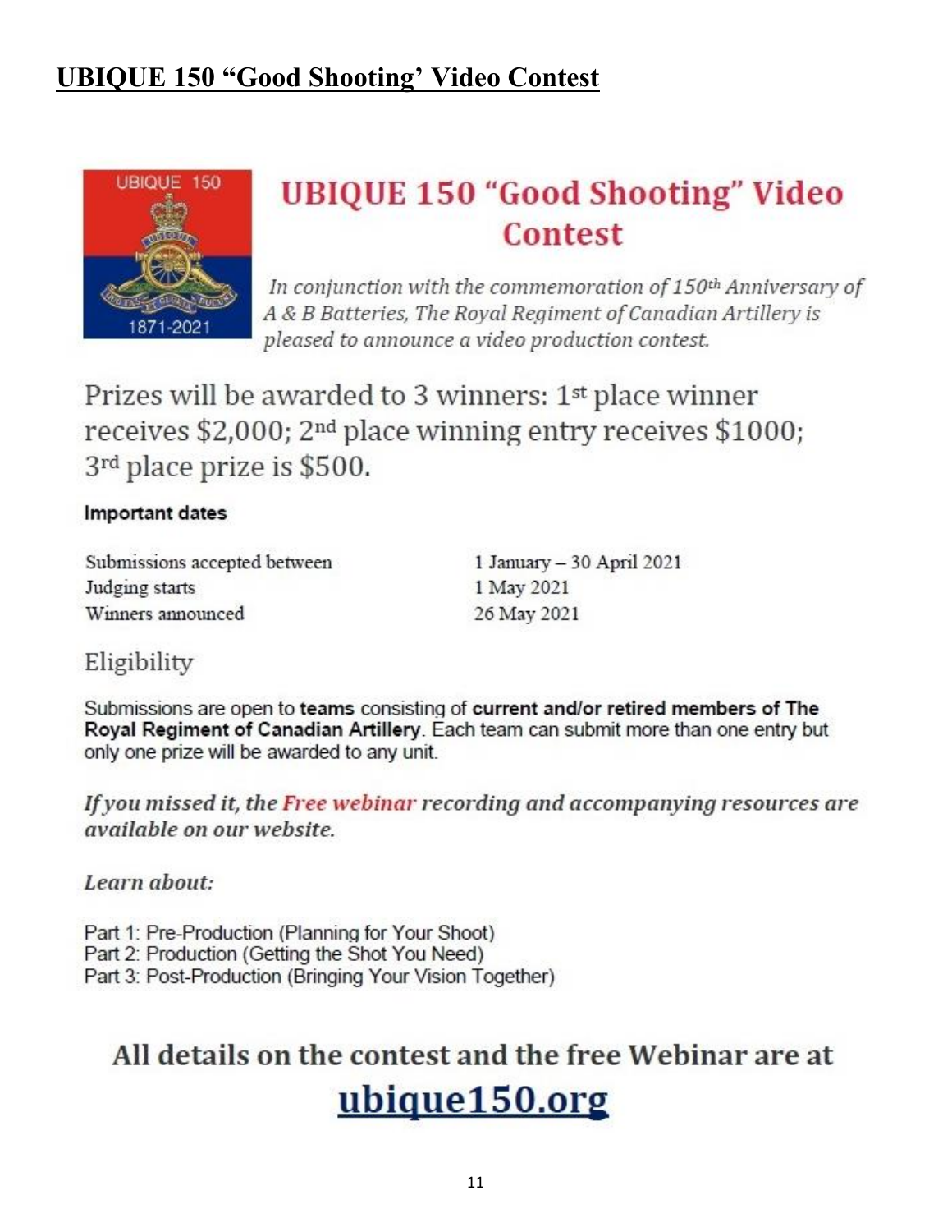# UBIQUE 150 “Good Shooting’ Video Contest

## UBIQUE 150 “Good Shooting” Video Contest

*In conjunction with the commemoration of 150th Anniversary of A & B Batteries, The Royal Regiment of Canadian Artillery is pleased to announce a video production contest.*

Prizes will be awarded to 3 winners: 1st place winner receives $2,000; 2nd place winning entry receives $1000; 3rd place prize is $500.

**Important dates**

| | |
|---|---|
| Submissions accepted between | 1 January – 30 April 2021 |
| Judging starts | 1 May 2021 |
| Winners announced | 26 May 2021 |

### Eligibility

Submissions are open to **teams** consisting of **current and/or retired members of The Royal Regiment of Canadian Artillery**. Each team can submit more than one entry but only one prize will be awarded to any unit.

***If you missed it, the Free webinar recording and accompanying resources are available on our website.***

***Learn about:***

Part 1: Pre-Production (Planning for Your Shoot)
Part 2: Production (Getting the Shot You Need)
Part 3: Post-Production (Bringing Your Vision Together)

**All details on the contest and the free Webinar are at**

**ubique150.org**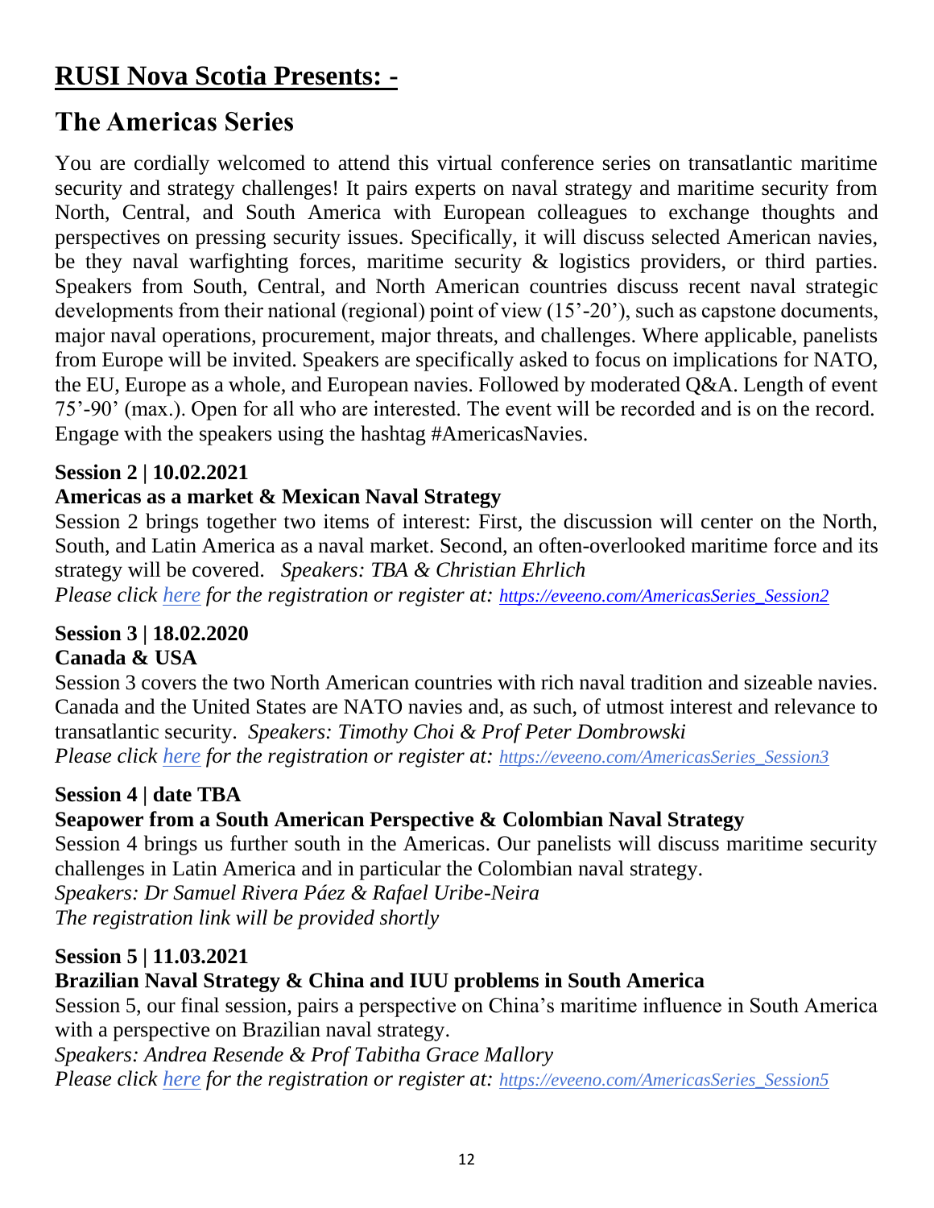# **RUSI Nova Scotia Presents: -**

## The Americas Series

You are cordially welcomed to attend this virtual conference series on transatlantic maritime security and strategy challenges! It pairs experts on naval strategy and maritime security from North, Central, and South America with European colleagues to exchange thoughts and perspectives on pressing security issues. Specifically, it will discuss selected American navies, be they naval warfighting forces, maritime security & logistics providers, or third parties. Speakers from South, Central, and North American countries discuss recent naval strategic developments from their national (regional) point of view (15'-20'), such as capstone documents, major naval operations, procurement, major threats, and challenges. Where applicable, panelists from Europe will be invited. Speakers are specifically asked to focus on implications for NATO, the EU, Europe as a whole, and European navies. Followed by moderated Q&A. Length of event 75'-90' (max.). Open for all who are interested. The event will be recorded and is on the record. Engage with the speakers using the hashtag #AmericasNavies.

### Session 2 | 10.02.2021

### Americas as a market & Mexican Naval Strategy

Session 2 brings together two items of interest: First, the discussion will center on the North, South, and Latin America as a naval market. Second, an often-overlooked maritime force and its strategy will be covered. *Speakers: TBA & Christian Ehrlich*

*Please click here for the registration or register at: https://eveeno.com/AmericasSeries_Session2*

### Session 3 | 18.02.2020

### Canada & USA

Session 3 covers the two North American countries with rich naval tradition and sizeable navies. Canada and the United States are NATO navies and, as such, of utmost interest and relevance to transatlantic security. *Speakers: Timothy Choi & Prof Peter Dombrowski*

*Please click here for the registration or register at: https://eveeno.com/AmericasSeries_Session3*

### Session 4 | date TBA

### Seapower from a South American Perspective & Colombian Naval Strategy

Session 4 brings us further south in the Americas. Our panelists will discuss maritime security challenges in Latin America and in particular the Colombian naval strategy.

*Speakers: Dr Samuel Rivera Páez & Rafael Uribe-Neira*

*The registration link will be provided shortly*

### Session 5 | 11.03.2021

### Brazilian Naval Strategy & China and IUU problems in South America

Session 5, our final session, pairs a perspective on China's maritime influence in South America with a perspective on Brazilian naval strategy.

*Speakers: Andrea Resende & Prof Tabitha Grace Mallory*

*Please click here for the registration or register at: https://eveeno.com/AmericasSeries_Session5*